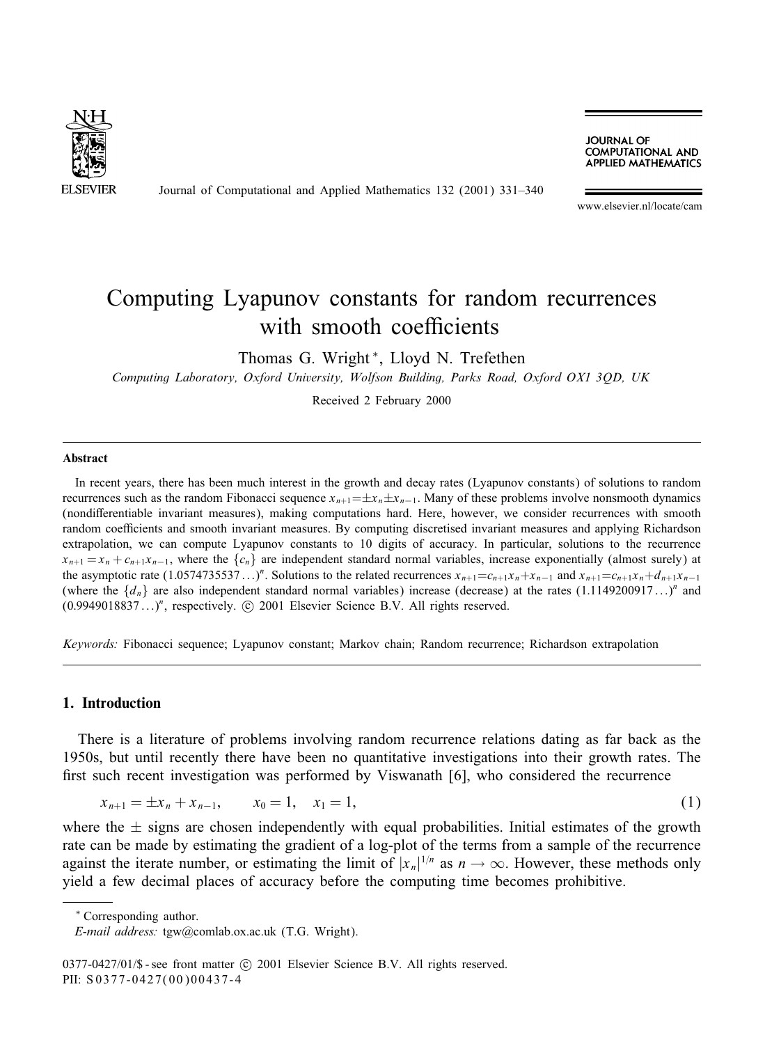# Computing Lyapunov constants for random recurrences with smooth coefficients

Thomas G. Wright *, Lloyd N. Trefethen

*Computing Laboratory, Oxford University, Wolfson Building, Parks Road, Oxford OX1 3QD, UK*

Received 2 February 2000

## Abstract

In recent years, there has been much interest in the growth and decay rates (Lyapunov constants) of solutions to random recurrences such as the random Fibonacci sequence $x_{n+1} = \pm x_n \pm x_{n-1}$. Many of these problems involve nonsmooth dynamics (nondifferentiable invariant measures), making computations hard. Here, however, we consider recurrences with smooth random coefficients and smooth invariant measures. By computing discretised invariant measures and applying Richardson extrapolation, we can compute Lyapunov constants to 10 digits of accuracy. In particular, solutions to the recurrence $x_{n+1} = x_n + c_{n+1}x_{n-1}$, where the $\{c_n\}$ are independent standard normal variables, increase exponentially (almost surely) at the asymptotic rate $(1.0574735537\ldots)^n$. Solutions to the related recurrences $x_{n+1} = c_{n+1}x_n + x_{n-1}$ and $x_{n+1} = c_{n+1}x_n + d_{n+1}x_{n-1}$ (where the $\{d_n\}$ are also independent standard normal variables) increase (decrease) at the rates $(1.1149200917\ldots)^n$ and $(0.9949018837\ldots)^n$, respectively. © 2001 Elsevier Science B.V. All rights reserved.

*Keywords:* Fibonacci sequence; Lyapunov constant; Markov chain; Random recurrence; Richardson extrapolation

## 1. Introduction

There is a literature of problems involving random recurrence relations dating as far back as the 1950s, but until recently there have been no quantitative investigations into their growth rates. The first such recent investigation was performed by Viswanath [6], who considered the recurrence

$$x_{n+1} = \pm x_n + x_{n-1}, \qquad x_0 = 1, \quad x_1 = 1, \tag{1}$$

where the $\pm$ signs are chosen independently with equal probabilities. Initial estimates of the growth rate can be made by estimating the gradient of a log-plot of the terms from a sample of the recurrence against the iterate number, or estimating the limit of $|x_n|^{1/n}$ as $n \to \infty$. However, these methods only yield a few decimal places of accuracy before the computing time becomes prohibitive.

---

* Corresponding author.

*E-mail address:* tgw@comlab.ox.ac.uk (T.G. Wright).

0377-0427/01/$ - see front matter © 2001 Elsevier Science B.V. All rights reserved.
PII: S0377-0427(00)00437-4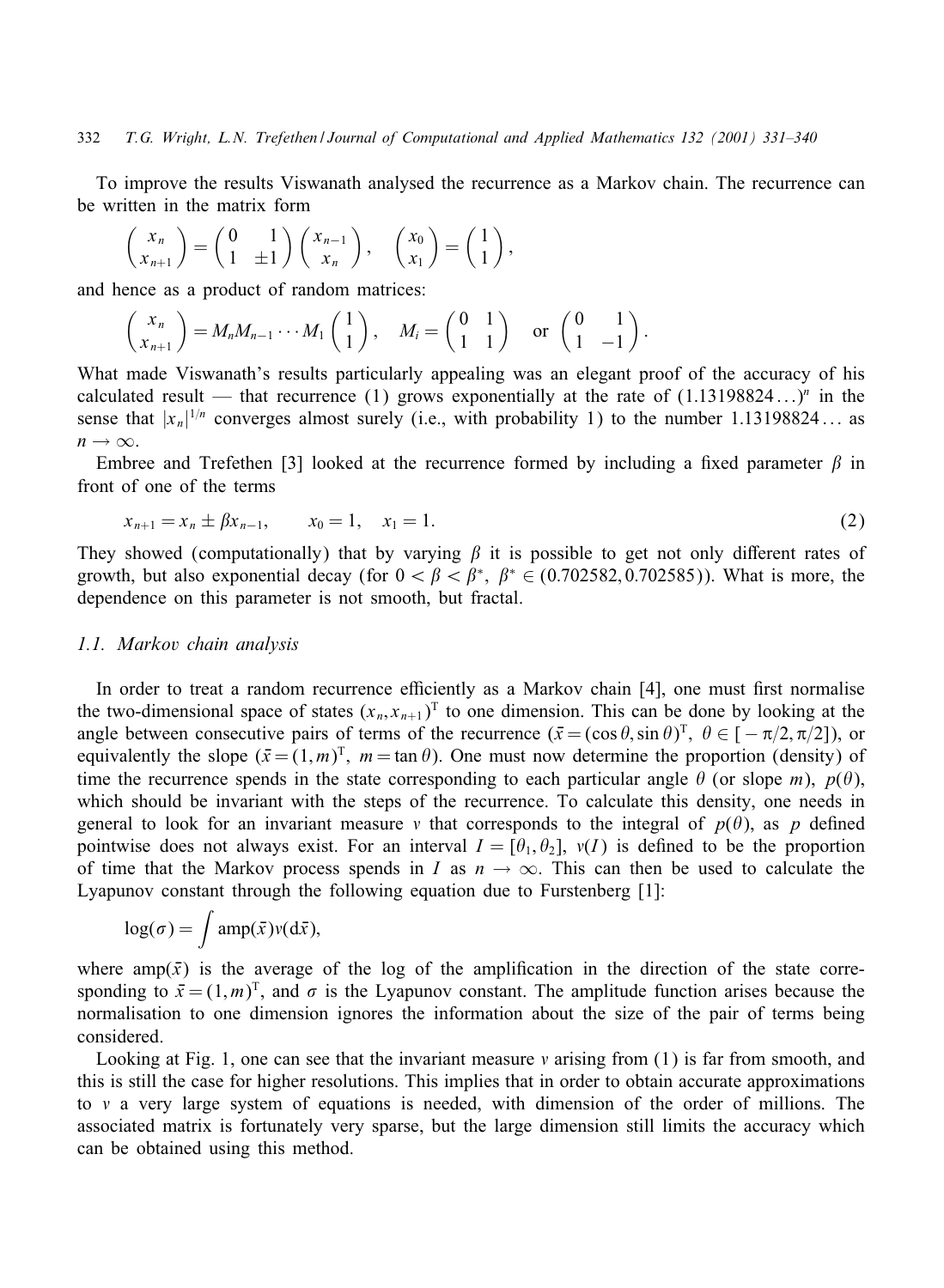To improve the results Viswanath analysed the recurrence as a Markov chain. The recurrence can be written in the matrix form

$$\begin{pmatrix} x_n \\ x_{n+1} \end{pmatrix} = \begin{pmatrix} 0 & 1 \\ 1 & \pm 1 \end{pmatrix} \begin{pmatrix} x_{n-1} \\ x_n \end{pmatrix}, \quad \begin{pmatrix} x_0 \\ x_1 \end{pmatrix} = \begin{pmatrix} 1 \\ 1 \end{pmatrix},$$

and hence as a product of random matrices:

$$\begin{pmatrix} x_n \\ x_{n+1} \end{pmatrix} = M_n M_{n-1} \cdots M_1 \begin{pmatrix} 1 \\ 1 \end{pmatrix}, \quad M_i = \begin{pmatrix} 0 & 1 \\ 1 & 1 \end{pmatrix} \quad \text{or} \quad \begin{pmatrix} 0 & 1 \\ 1 & -1 \end{pmatrix}.$$

What made Viswanath's results particularly appealing was an elegant proof of the accuracy of his calculated result — that recurrence (1) grows exponentially at the rate of $(1.13198824\ldots)^n$ in the sense that $|x_n|^{1/n}$ converges almost surely (i.e., with probability 1) to the number $1.13198824\ldots$ as $n \to \infty$.

Embree and Trefethen [3] looked at the recurrence formed by including a fixed parameter $\beta$ in front of one of the terms

$$x_{n+1} = x_n \pm \beta x_{n-1}, \qquad x_0 = 1, \quad x_1 = 1. \tag{2}$$

They showed (computationally) that by varying $\beta$ it is possible to get not only different rates of growth, but also exponential decay (for $0 < \beta < \beta^*$, $\beta^* \in (0.702582, 0.702585)$). What is more, the dependence on this parameter is not smooth, but fractal.

### 1.1. Markov chain analysis

In order to treat a random recurrence efficiently as a Markov chain [4], one must first normalise the two-dimensional space of states $(x_n, x_{n+1})^{\mathrm{T}}$ to one dimension. This can be done by looking at the angle between consecutive pairs of terms of the recurrence ($\bar{x} = (\cos\theta, \sin\theta)^{\mathrm{T}}$, $\theta \in [-\pi/2, \pi/2]$), or equivalently the slope ($\bar{x} = (1, m)^{\mathrm{T}}$, $m = \tan\theta$). One must now determine the proportion (density) of time the recurrence spends in the state corresponding to each particular angle $\theta$ (or slope $m$), $p(\theta)$, which should be invariant with the steps of the recurrence. To calculate this density, one needs in general to look for an invariant measure $v$ that corresponds to the integral of $p(\theta)$, as $p$ defined pointwise does not always exist. For an interval $I = [\theta_1, \theta_2]$, $v(I)$ is defined to be the proportion of time that the Markov process spends in $I$ as $n \to \infty$. This can then be used to calculate the Lyapunov constant through the following equation due to Furstenberg [1]:

$$\log(\sigma) = \int \operatorname{amp}(\bar{x}) v(\mathrm{d}\bar{x}),$$

where $\operatorname{amp}(\bar{x})$ is the average of the log of the amplification in the direction of the state corresponding to $\bar{x} = (1, m)^{\mathrm{T}}$, and $\sigma$ is the Lyapunov constant. The amplitude function arises because the normalisation to one dimension ignores the information about the size of the pair of terms being considered.

Looking at Fig. 1, one can see that the invariant measure $v$ arising from (1) is far from smooth, and this is still the case for higher resolutions. This implies that in order to obtain accurate approximations to $v$ a very large system of equations is needed, with dimension of the order of millions. The associated matrix is fortunately very sparse, but the large dimension still limits the accuracy which can be obtained using this method.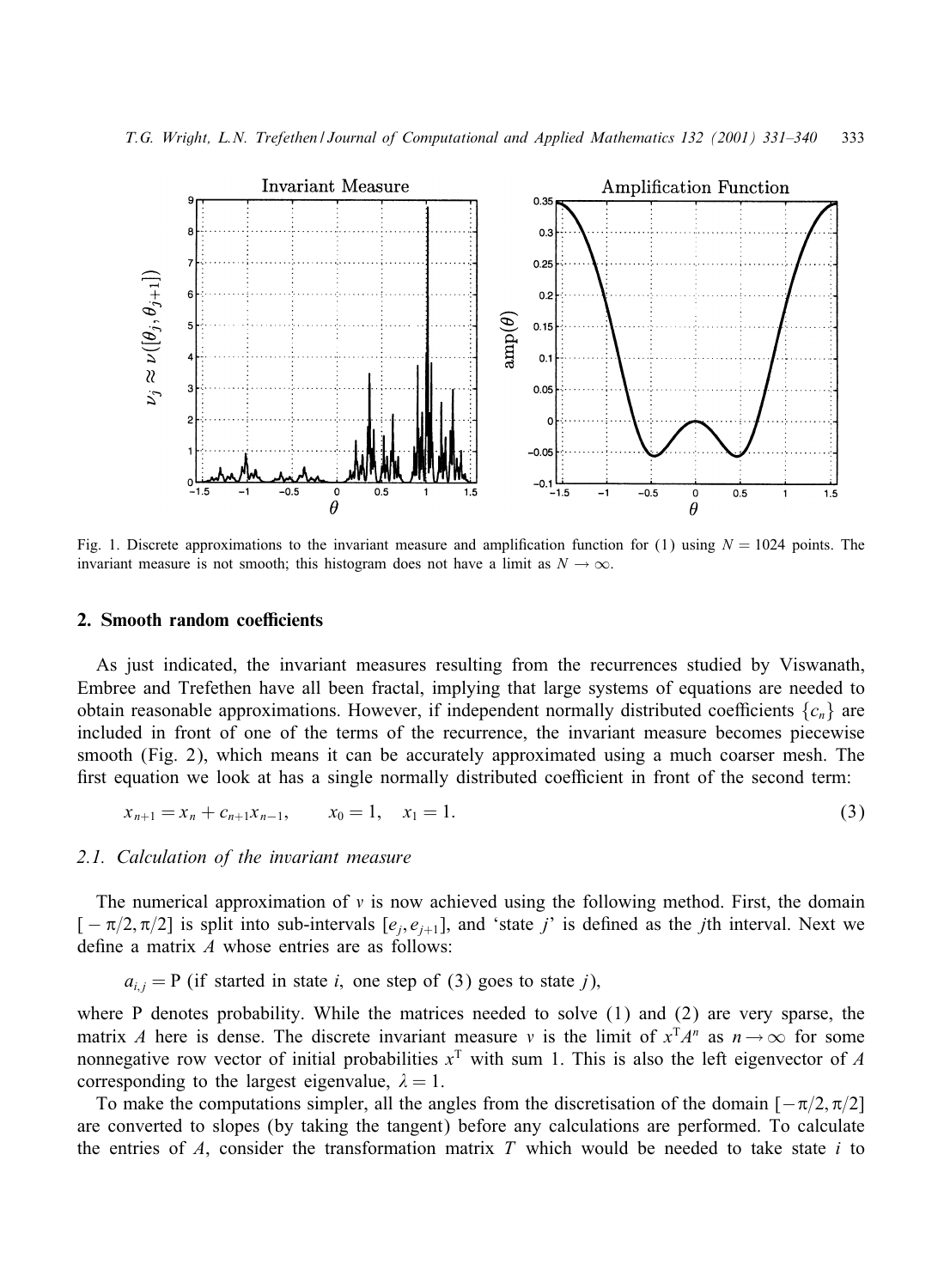Fig. 1. Discrete approximations to the invariant measure and amplification function for (1) using $N = 1024$ points. The invariant measure is not smooth; this histogram does not have a limit as $N \to \infty$.

## 2. Smooth random coefficients

As just indicated, the invariant measures resulting from the recurrences studied by Viswanath, Embree and Trefethen have all been fractal, implying that large systems of equations are needed to obtain reasonable approximations. However, if independent normally distributed coefficients $\{c_n\}$ are included in front of one of the terms of the recurrence, the invariant measure becomes piecewise smooth (Fig. 2), which means it can be accurately approximated using a much coarser mesh. The first equation we look at has a single normally distributed coefficient in front of the second term:

$$x_{n+1} = x_n + c_{n+1}x_{n-1}, \qquad x_0 = 1, \quad x_1 = 1. \tag{3}$$

### 2.1. Calculation of the invariant measure

The numerical approximation of $v$ is now achieved using the following method. First, the domain $[-\pi/2, \pi/2]$ is split into sub-intervals $[e_j, e_{j+1}]$, and 'state $j$' is defined as the $j$th interval. Next we define a matrix $A$ whose entries are as follows:

$$a_{i,j} = \mathrm{P}\ (\text{if started in state } i, \text{ one step of (3) goes to state } j),$$

where P denotes probability. While the matrices needed to solve (1) and (2) are very sparse, the matrix $A$ here is dense. The discrete invariant measure $v$ is the limit of $x^{\mathrm{T}}A^n$ as $n \to \infty$ for some nonnegative row vector of initial probabilities $x^{\mathrm{T}}$ with sum 1. This is also the left eigenvector of $A$ corresponding to the largest eigenvalue, $\lambda = 1$.

To make the computations simpler, all the angles from the discretisation of the domain $[-\pi/2, \pi/2]$ are converted to slopes (by taking the tangent) before any calculations are performed. To calculate the entries of $A$, consider the transformation matrix $T$ which would be needed to take state $i$ to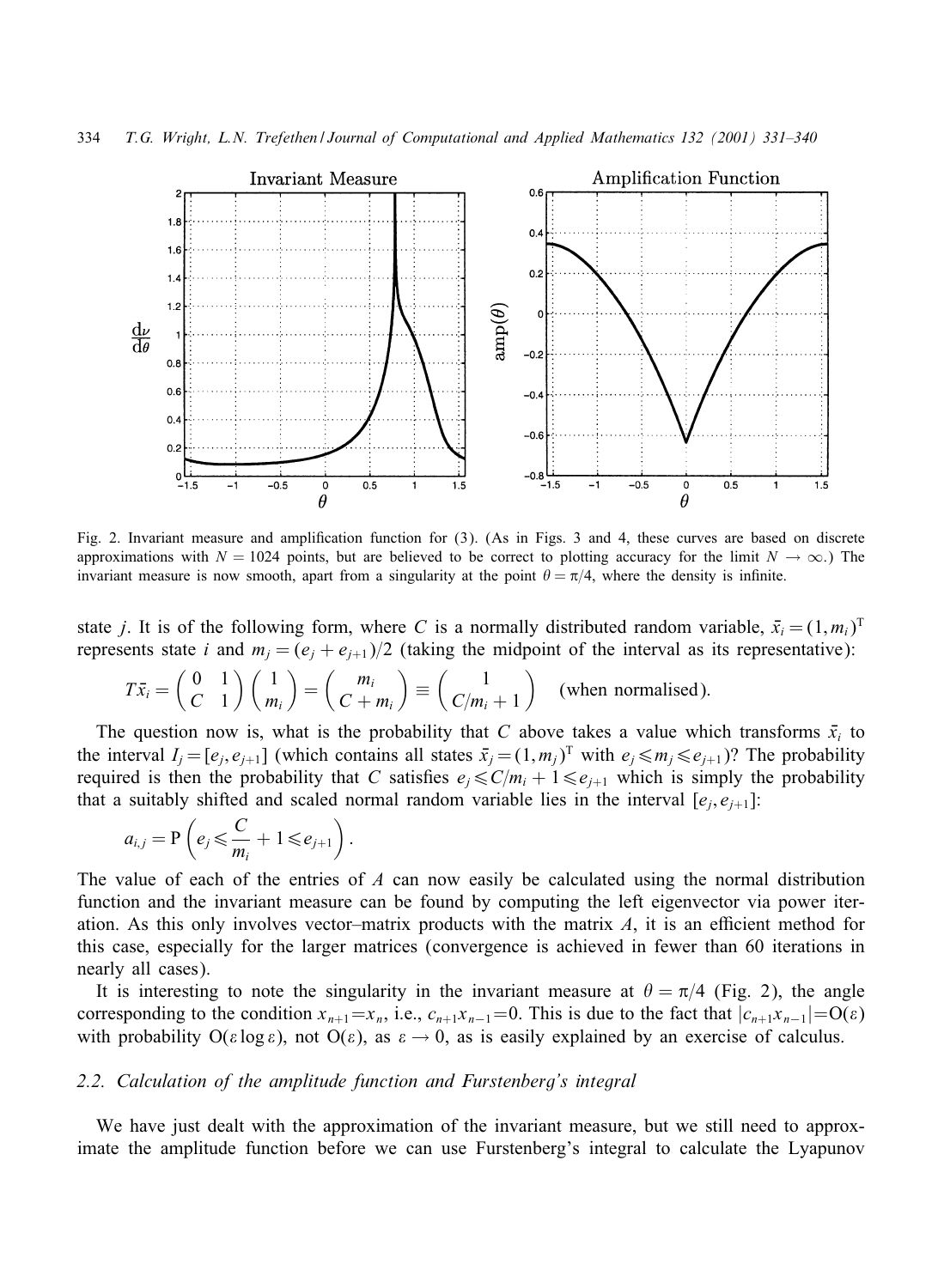Fig. 2. Invariant measure and amplification function for (3). (As in Figs. 3 and 4, these curves are based on discrete approximations with $N = 1024$ points, but are believed to be correct to plotting accuracy for the limit $N \to \infty$.) The invariant measure is now smooth, apart from a singularity at the point $\theta = \pi/4$, where the density is infinite.

state $j$. It is of the following form, where $C$ is a normally distributed random variable, $\bar{x}_i = (1, m_i)^{\mathrm{T}}$ represents state $i$ and $m_j = (e_j + e_{j+1})/2$ (taking the midpoint of the interval as its representative):

$$T\bar{x}_i = \begin{pmatrix} 0 & 1 \\ C & 1 \end{pmatrix} \begin{pmatrix} 1 \\ m_i \end{pmatrix} = \begin{pmatrix} m_i \\ C + m_i \end{pmatrix} \equiv \begin{pmatrix} 1 \\ C/m_i + 1 \end{pmatrix} \quad \text{(when normalised)}.$$

The question now is, what is the probability that $C$ above takes a value which transforms $\bar{x}_i$ to the interval $I_j = [e_j, e_{j+1}]$ (which contains all states $\bar{x}_j = (1, m_j)^{\mathrm{T}}$ with $e_j \leqslant m_j \leqslant e_{j+1}$)? The probability required is then the probability that $C$ satisfies $e_j \leqslant C/m_i + 1 \leqslant e_{j+1}$ which is simply the probability that a suitably shifted and scaled normal random variable lies in the interval $[e_j, e_{j+1}]$:

$$a_{i,j} = \mathrm{P}\left(e_j \leqslant \frac{C}{m_i} + 1 \leqslant e_{j+1}\right).$$

The value of each of the entries of $A$ can now easily be calculated using the normal distribution function and the invariant measure can be found by computing the left eigenvector via power iteration. As this only involves vector–matrix products with the matrix $A$, it is an efficient method for this case, especially for the larger matrices (convergence is achieved in fewer than 60 iterations in nearly all cases).

It is interesting to note the singularity in the invariant measure at $\theta = \pi/4$ (Fig. 2), the angle corresponding to the condition $x_{n+1} = x_n$, i.e., $c_{n+1}x_{n-1} = 0$. This is due to the fact that $|c_{n+1}x_{n-1}| = \mathrm{O}(\varepsilon)$ with probability $\mathrm{O}(\varepsilon \log \varepsilon)$, not $\mathrm{O}(\varepsilon)$, as $\varepsilon \to 0$, as is easily explained by an exercise of calculus.

### 2.2. Calculation of the amplitude function and Furstenberg's integral

We have just dealt with the approximation of the invariant measure, but we still need to approximate the amplitude function before we can use Furstenberg's integral to calculate the Lyapunov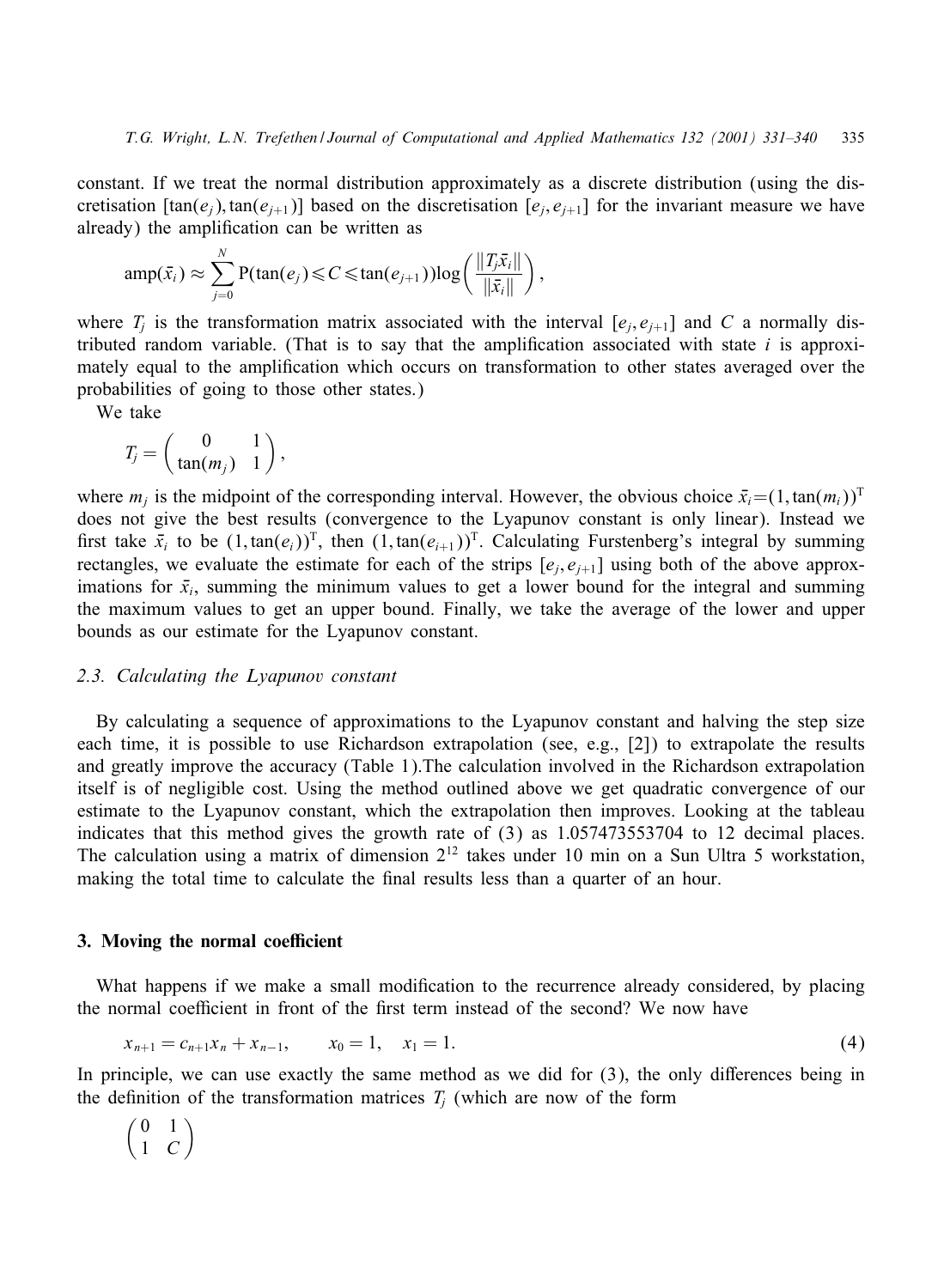constant. If we treat the normal distribution approximately as a discrete distribution (using the discretisation $[\tan(e_j), \tan(e_{j+1})]$ based on the discretisation $[e_j, e_{j+1}]$ for the invariant measure we have already) the amplification can be written as

$$\mathrm{amp}(\bar{x}_i) \approx \sum_{j=0}^{N} \mathrm{P}(\tan(e_j) \leqslant C \leqslant \tan(e_{j+1})) \log\left(\frac{\|T_j \bar{x}_i\|}{\|\bar{x}_i\|}\right),$$

where $T_j$ is the transformation matrix associated with the interval $[e_j, e_{j+1}]$ and $C$ a normally distributed random variable. (That is to say that the amplification associated with state $i$ is approximately equal to the amplification which occurs on transformation to other states averaged over the probabilities of going to those other states.)

We take

$$T_j = \begin{pmatrix} 0 & 1 \\ \tan(m_j) & 1 \end{pmatrix},$$

where $m_j$ is the midpoint of the corresponding interval. However, the obvious choice $\bar{x}_i = (1, \tan(m_i))^{\mathrm{T}}$ does not give the best results (convergence to the Lyapunov constant is only linear). Instead we first take $\bar{x}_i$ to be $(1, \tan(e_i))^{\mathrm{T}}$, then $(1, \tan(e_{i+1}))^{\mathrm{T}}$. Calculating Furstenberg's integral by summing rectangles, we evaluate the estimate for each of the strips $[e_j, e_{j+1}]$ using both of the above approximations for $\bar{x}_i$, summing the minimum values to get a lower bound for the integral and summing the maximum values to get an upper bound. Finally, we take the average of the lower and upper bounds as our estimate for the Lyapunov constant.

### 2.3. Calculating the Lyapunov constant

By calculating a sequence of approximations to the Lyapunov constant and halving the step size each time, it is possible to use Richardson extrapolation (see, e.g., [2]) to extrapolate the results and greatly improve the accuracy (Table 1).The calculation involved in the Richardson extrapolation itself is of negligible cost. Using the method outlined above we get quadratic convergence of our estimate to the Lyapunov constant, which the extrapolation then improves. Looking at the tableau indicates that this method gives the growth rate of (3) as 1.057473553704 to 12 decimal places. The calculation using a matrix of dimension $2^{12}$ takes under 10 min on a Sun Ultra 5 workstation, making the total time to calculate the final results less than a quarter of an hour.

## 3. Moving the normal coefficient

What happens if we make a small modification to the recurrence already considered, by placing the normal coefficient in front of the first term instead of the second? We now have

$$x_{n+1} = c_{n+1} x_n + x_{n-1}, \qquad x_0 = 1, \quad x_1 = 1. \tag{4}$$

In principle, we can use exactly the same method as we did for (3), the only differences being in the definition of the transformation matrices $T_j$ (which are now of the form

$$\begin{pmatrix} 0 & 1 \\ 1 & C \end{pmatrix}$$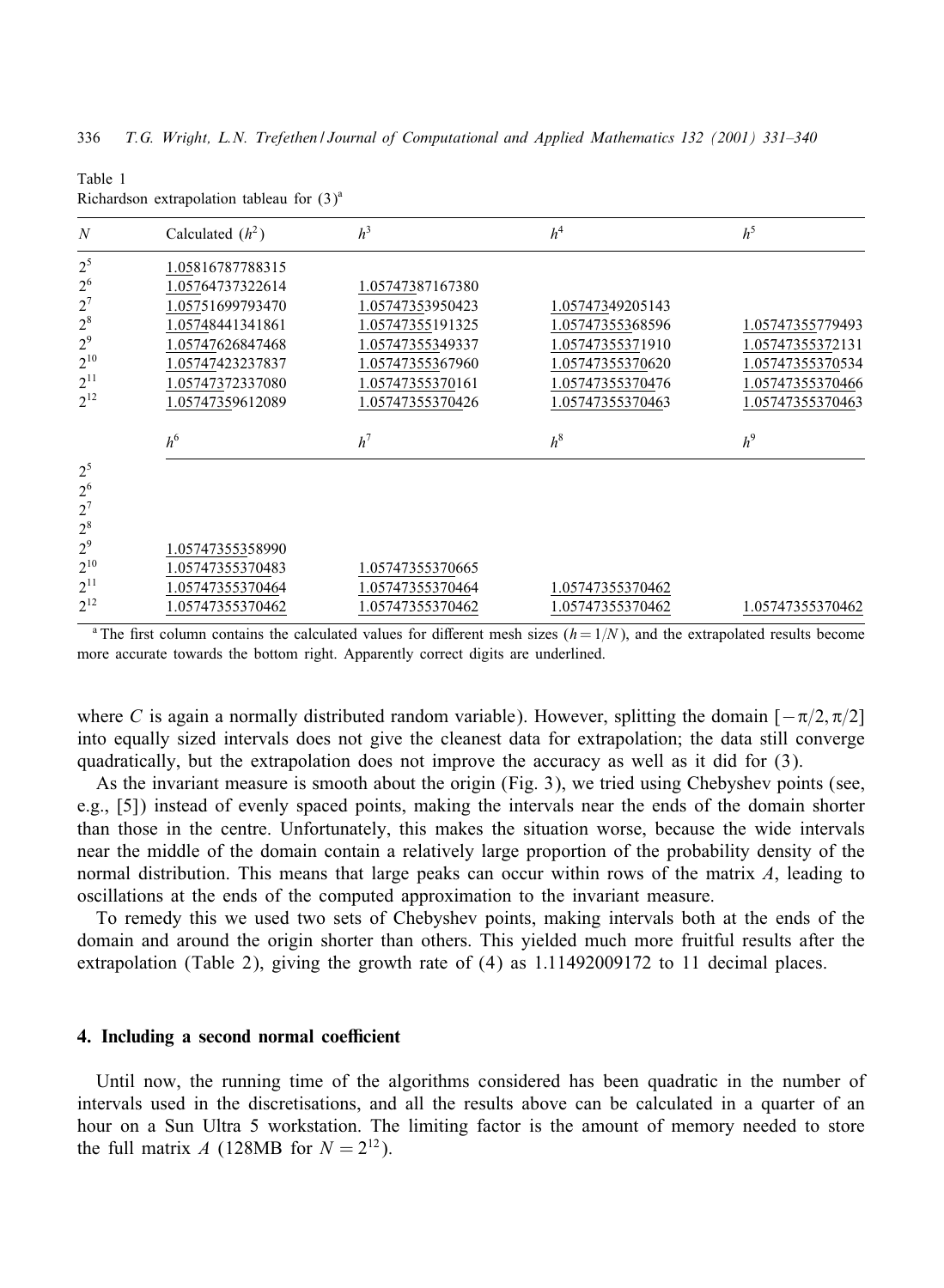Table 1
Richardson extrapolation tableau for (3)[a]

| $N$ | Calculated ($h^2$) | $h^3$ | $h^4$ | $h^5$ |
|---|---|---|---|---|
| $2^5$ | 1.05816787788315 | | | |
| $2^6$ | 1.05764737322614 | 1.05747387167380 | | |
| $2^7$ | 1.05751699793470 | 1.05747353950423 | 1.05747349205143 | |
| $2^8$ | 1.05748441341861 | 1.05747355191325 | 1.05747355368596 | 1.05747355779493 |
| $2^9$ | 1.05747626847468 | 1.05747355349337 | 1.05747355371910 | 1.05747355372131 |
| $2^{10}$ | 1.05747423237837 | 1.05747355367960 | 1.05747355370620 | 1.05747355370534 |
| $2^{11}$ | 1.05747372337080 | 1.05747355370161 | 1.05747355370476 | 1.05747355370466 |
| $2^{12}$ | 1.05747359612089 | 1.05747355370426 | 1.05747355370463 | 1.05747355370463 |
| | $h^6$ | $h^7$ | $h^8$ | $h^9$ |
| $2^5$ | | | | |
| $2^6$ | | | | |
| $2^7$ | | | | |
| $2^8$ | | | | |
| $2^9$ | 1.05747355358990 | | | |
| $2^{10}$ | 1.05747355370483 | 1.05747355370665 | | |
| $2^{11}$ | 1.05747355370464 | 1.05747355370464 | 1.05747355370462 | |
| $2^{12}$ | 1.05747355370462 | 1.05747355370462 | 1.05747355370462 | 1.05747355370462 |

[a] The first column contains the calculated values for different mesh sizes ($h = 1/N$), and the extrapolated results become more accurate towards the bottom right. Apparently correct digits are underlined.

where $C$ is again a normally distributed random variable). However, splitting the domain $[-\pi/2, \pi/2]$ into equally sized intervals does not give the cleanest data for extrapolation; the data still converge quadratically, but the extrapolation does not improve the accuracy as well as it did for (3).

As the invariant measure is smooth about the origin (Fig. 3), we tried using Chebyshev points (see, e.g., [5]) instead of evenly spaced points, making the intervals near the ends of the domain shorter than those in the centre. Unfortunately, this makes the situation worse, because the wide intervals near the middle of the domain contain a relatively large proportion of the probability density of the normal distribution. This means that large peaks can occur within rows of the matrix $A$, leading to oscillations at the ends of the computed approximation to the invariant measure.

To remedy this we used two sets of Chebyshev points, making intervals both at the ends of the domain and around the origin shorter than others. This yielded much more fruitful results after the extrapolation (Table 2), giving the growth rate of (4) as 1.11492009172 to 11 decimal places.

## 4. Including a second normal coefficient

Until now, the running time of the algorithms considered has been quadratic in the number of intervals used in the discretisations, and all the results above can be calculated in a quarter of an hour on a Sun Ultra 5 workstation. The limiting factor is the amount of memory needed to store the full matrix $A$ (128MB for $N = 2^{12}$).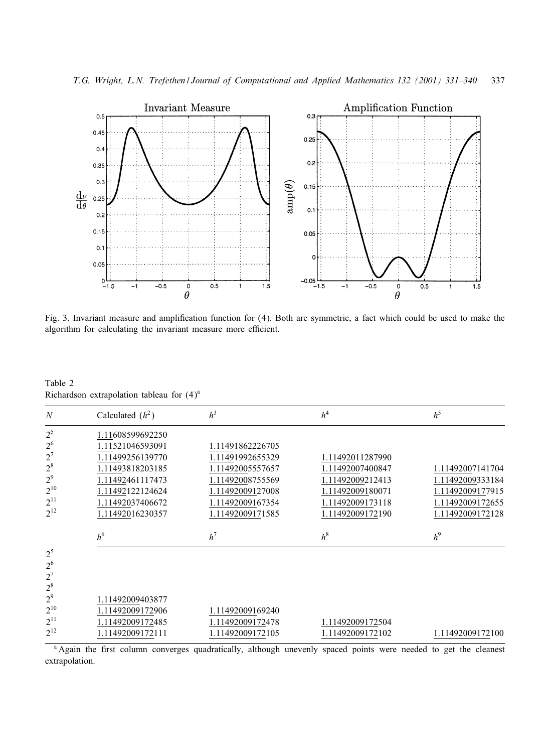Fig. 3. Invariant measure and amplification function for (4). Both are symmetric, a fact which could be used to make the algorithm for calculating the invariant measure more efficient.

Table 2
Richardson extrapolation tableau for (4)[a]

| $N$ | Calculated ($h^2$) | $h^3$ | $h^4$ | $h^5$ |
|---|---|---|---|---|
| $2^5$ | 1.11608599692250 | | | |
| $2^6$ | 1.11521046593091 | 1.11491862226705 | | |
| $2^7$ | 1.11499256139770 | 1.11491992655329 | 1.11492011287990 | |
| $2^8$ | 1.11493818203185 | 1.11492005557657 | 1.11492007400847 | 1.11492007141704 |
| $2^9$ | 1.11492461117473 | 1.11492008755569 | 1.11492009212413 | 1.11492009333184 |
| $2^{10}$ | 1.11492122124624 | 1.11492009127008 | 1.11492009180071 | 1.11492009177915 |
| $2^{11}$ | 1.11492037406672 | 1.11492009167354 | 1.11492009173118 | 1.11492009172655 |
| $2^{12}$ | 1.11492016230357 | 1.11492009171585 | 1.11492009172190 | 1.11492009172128 |

| $N$ | $h^6$ | $h^7$ | $h^8$ | $h^9$ |
|---|---|---|---|---|
| $2^5$ | | | | |
| $2^6$ | | | | |
| $2^7$ | | | | |
| $2^8$ | | | | |
| $2^9$ | 1.11492009403877 | | | |
| $2^{10}$ | 1.11492009172906 | 1.11492009169240 | | |
| $2^{11}$ | 1.11492009172485 | 1.11492009172478 | 1.11492009172504 | |
| $2^{12}$ | 1.11492009172111 | 1.11492009172105 | 1.11492009172102 | 1.11492009172100 |

[a] Again the first column converges quadratically, although unevenly spaced points were needed to get the cleanest extrapolation.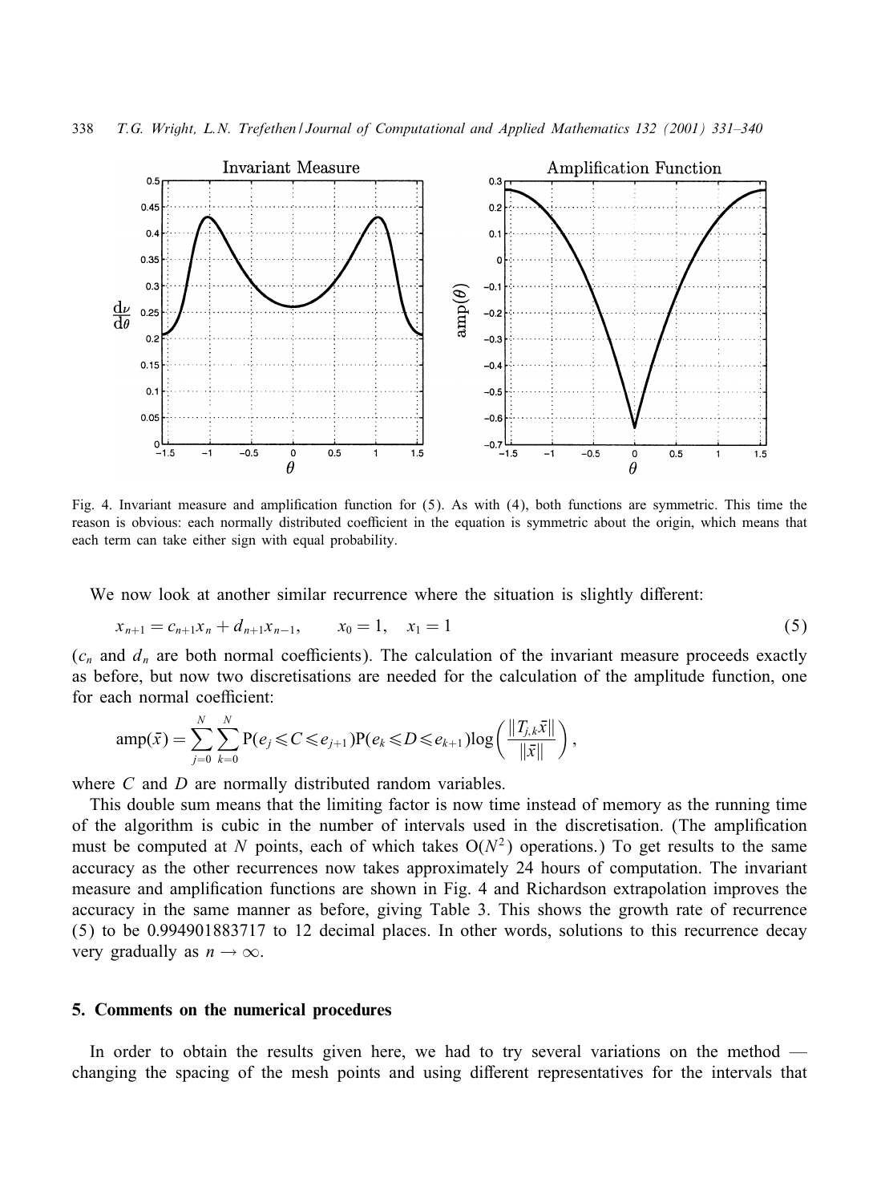Fig. 4. Invariant measure and amplification function for (5). As with (4), both functions are symmetric. This time the reason is obvious: each normally distributed coefficient in the equation is symmetric about the origin, which means that each term can take either sign with equal probability.

We now look at another similar recurrence where the situation is slightly different:

$$x_{n+1} = c_{n+1}x_n + d_{n+1}x_{n-1}, \qquad x_0 = 1, \quad x_1 = 1 \tag{5}$$

($c_n$ and $d_n$ are both normal coefficients). The calculation of the invariant measure proceeds exactly as before, but now two discretisations are needed for the calculation of the amplitude function, one for each normal coefficient:

$$\text{amp}(\bar{x}) = \sum_{j=0}^{N}\sum_{k=0}^{N} \text{P}(e_j \leqslant C \leqslant e_{j+1})\text{P}(e_k \leqslant D \leqslant e_{k+1})\log\left(\frac{\|T_{j,k}\bar{x}\|}{\|\bar{x}\|}\right),$$

where $C$ and $D$ are normally distributed random variables.

This double sum means that the limiting factor is now time instead of memory as the running time of the algorithm is cubic in the number of intervals used in the discretisation. (The amplification must be computed at $N$ points, each of which takes $O(N^2)$ operations.) To get results to the same accuracy as the other recurrences now takes approximately 24 hours of computation. The invariant measure and amplification functions are shown in Fig. 4 and Richardson extrapolation improves the accuracy in the same manner as before, giving Table 3. This shows the growth rate of recurrence (5) to be 0.994901883717 to 12 decimal places. In other words, solutions to this recurrence decay very gradually as $n \to \infty$.

## 5. Comments on the numerical procedures

In order to obtain the results given here, we had to try several variations on the method — changing the spacing of the mesh points and using different representatives for the intervals that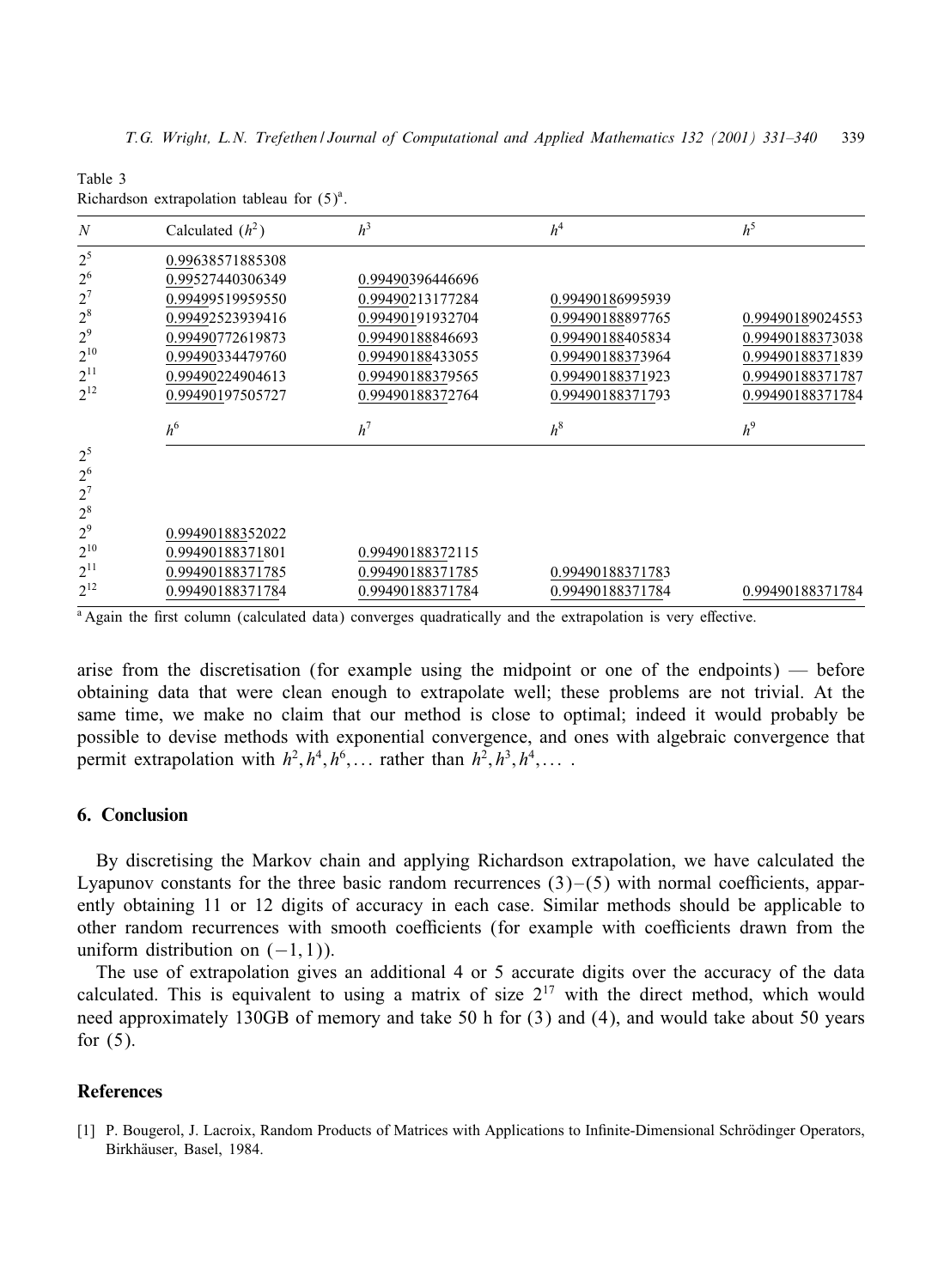Table 3
Richardson extrapolation tableau for (5)[a].

| $N$ | Calculated ($h^2$) | $h^3$ | $h^4$ | $h^5$ |
|---|---|---|---|---|
| $2^5$ | 0.99638571885308 | | | |
| $2^6$ | 0.99527440306349 | 0.99490396446696 | | |
| $2^7$ | 0.99499519959550 | 0.99490213177284 | 0.99490186995939 | |
| $2^8$ | 0.99492523939416 | 0.99490191932704 | 0.99490188897765 | 0.99490189024553 |
| $2^9$ | 0.99490772619873 | 0.99490188846693 | 0.99490188405834 | 0.99490188373038 |
| $2^{10}$ | 0.99490334479760 | 0.99490188433055 | 0.99490188373964 | 0.99490188371839 |
| $2^{11}$ | 0.99490224904613 | 0.99490188379565 | 0.99490188371923 | 0.99490188371787 |
| $2^{12}$ | 0.99490197505727 | 0.99490188372764 | 0.99490188371793 | 0.99490188371784 |
| | $h^6$ | $h^7$ | $h^8$ | $h^9$ |
| $2^5$ | | | | |
| $2^6$ | | | | |
| $2^7$ | | | | |
| $2^8$ | | | | |
| $2^9$ | 0.99490188352022 | | | |
| $2^{10}$ | 0.99490188371801 | 0.99490188372115 | | |
| $2^{11}$ | 0.99490188371785 | 0.99490188371785 | 0.99490188371783 | |
| $2^{12}$ | 0.99490188371784 | 0.99490188371784 | 0.99490188371784 | 0.99490188371784 |

[a] Again the first column (calculated data) converges quadratically and the extrapolation is very effective.

arise from the discretisation (for example using the midpoint or one of the endpoints) — before obtaining data that were clean enough to extrapolate well; these problems are not trivial. At the same time, we make no claim that our method is close to optimal; indeed it would probably be possible to devise methods with exponential convergence, and ones with algebraic convergence that permit extrapolation with $h^2, h^4, h^6, \ldots$ rather than $h^2, h^3, h^4, \ldots$ .

## 6. Conclusion

By discretising the Markov chain and applying Richardson extrapolation, we have calculated the Lyapunov constants for the three basic random recurrences (3)–(5) with normal coefficients, apparently obtaining 11 or 12 digits of accuracy in each case. Similar methods should be applicable to other random recurrences with smooth coefficients (for example with coefficients drawn from the uniform distribution on $(-1, 1)$).

The use of extrapolation gives an additional 4 or 5 accurate digits over the accuracy of the data calculated. This is equivalent to using a matrix of size $2^{17}$ with the direct method, which would need approximately 130GB of memory and take 50 h for (3) and (4), and would take about 50 years for (5).

## References

[1] P. Bougerol, J. Lacroix, Random Products of Matrices with Applications to Infinite-Dimensional Schrödinger Operators, Birkhäuser, Basel, 1984.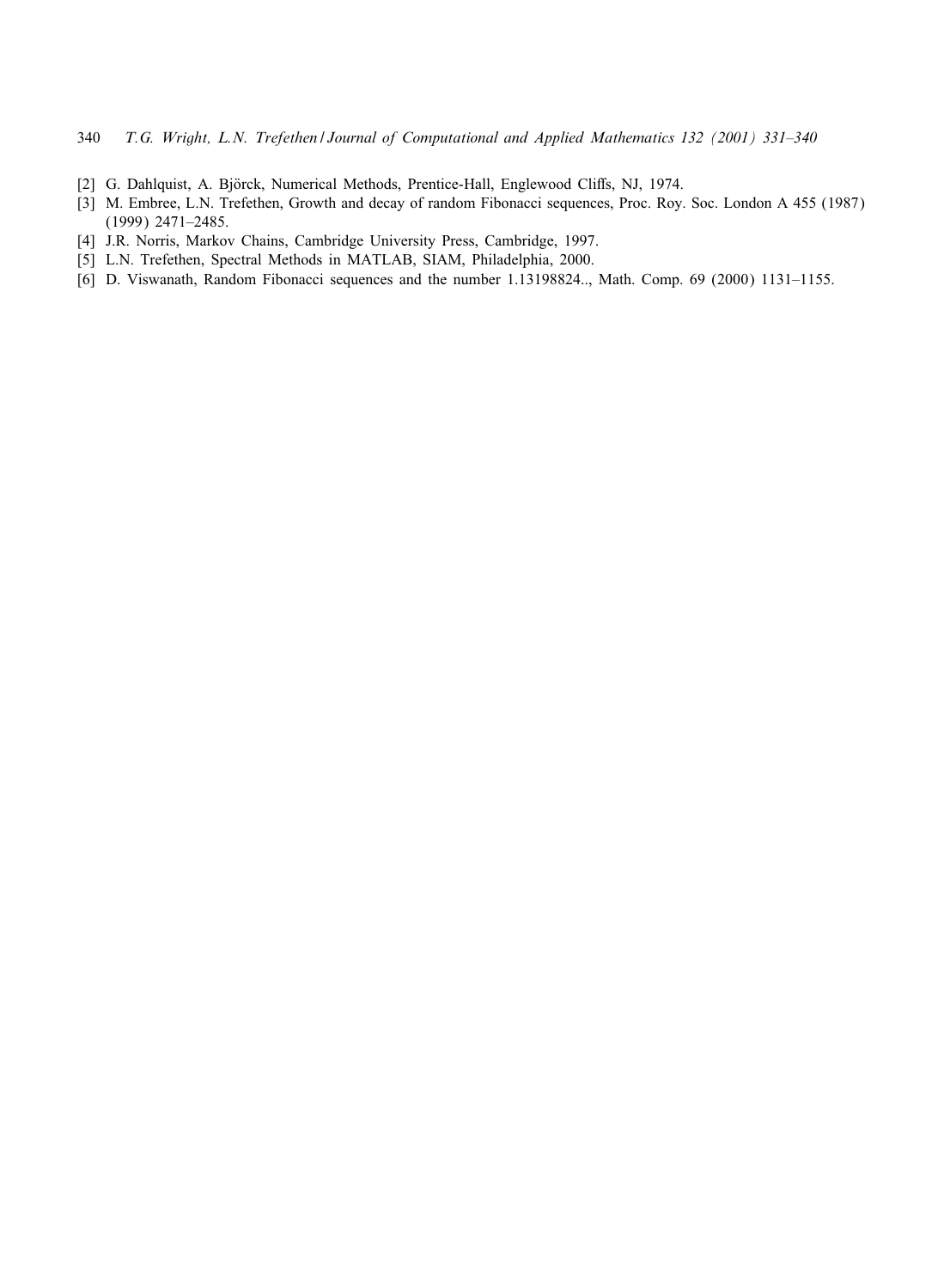[2] G. Dahlquist, A. Björck, Numerical Methods, Prentice-Hall, Englewood Cliffs, NJ, 1974.

[3] M. Embree, L.N. Trefethen, Growth and decay of random Fibonacci sequences, Proc. Roy. Soc. London A 455 (1987) (1999) 2471–2485.

[4] J.R. Norris, Markov Chains, Cambridge University Press, Cambridge, 1997.

[5] L.N. Trefethen, Spectral Methods in MATLAB, SIAM, Philadelphia, 2000.

[6] D. Viswanath, Random Fibonacci sequences and the number 1.13198824.., Math. Comp. 69 (2000) 1131–1155.